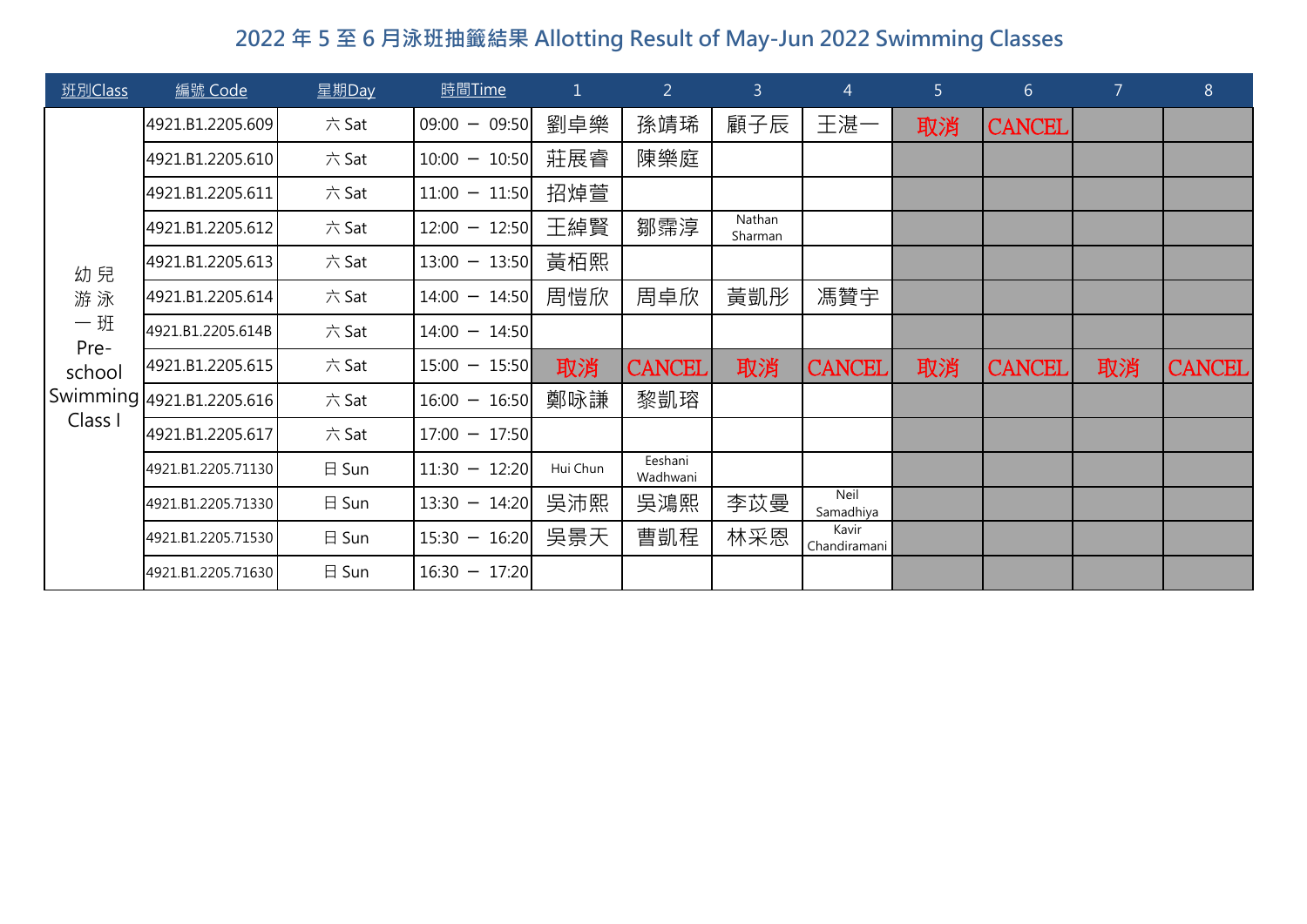# 2022 年 5 至 6 月泳班抽籤結果 Allotting Result of May-Jun 2022 Swimming Classes

| 班別Class | 編號 Code | 星期Day | 時間Time | 1 | 2 | 3 | 4 | 5 | 6 | 7 | 8 |
|---|---|---|---|---|---|---|---|---|---|---|---|
| 幼兒游泳一班 Pre-school Swimming Class I | 4921.B1.2205.609 | 六 Sat | 09:00 – 09:50 | 劉卓樂 | 孫靖琋 | 顧子辰 | 王湛一 | 取消 | CANCEL | | |
| | 4921.B1.2205.610 | 六 Sat | 10:00 – 10:50 | 莊展睿 | 陳樂庭 | | | | | | |
| | 4921.B1.2205.611 | 六 Sat | 11:00 – 11:50 | 招焯萱 | | | | | | | |
| | 4921.B1.2205.612 | 六 Sat | 12:00 – 12:50 | 王綽賢 | 鄒霈淳 | Nathan Sharman | | | | | |
| | 4921.B1.2205.613 | 六 Sat | 13:00 – 13:50 | 黃栢熙 | | | | | | | |
| | 4921.B1.2205.614 | 六 Sat | 14:00 – 14:50 | 周愷欣 | 周卓欣 | 黃凱彤 | 馮贊宇 | | | | |
| | 4921.B1.2205.614B | 六 Sat | 14:00 – 14:50 | | | | | | | | |
| | 4921.B1.2205.615 | 六 Sat | 15:00 – 15:50 | 取消 | CANCEL | 取消 | CANCEL | 取消 | CANCEL | 取消 | CANCEL |
| | 4921.B1.2205.616 | 六 Sat | 16:00 – 16:50 | 鄭咏謙 | 黎凱瑢 | | | | | | |
| | 4921.B1.2205.617 | 六 Sat | 17:00 – 17:50 | | | | | | | | |
| | 4921.B1.2205.71130 | 日 Sun | 11:30 – 12:20 | Hui Chun | Eeshani Wadhwani | | | | | | |
| | 4921.B1.2205.71330 | 日 Sun | 13:30 – 14:20 | 吳沛熙 | 吳鴻熙 | 李苡曼 | Neil Samadhiya | | | | |
| | 4921.B1.2205.71530 | 日 Sun | 15:30 – 16:20 | 吳景天 | 曹凱程 | 林采恩 | Kavir Chandiramani | | | | |
| | 4921.B1.2205.71630 | 日 Sun | 16:30 – 17:20 | | | | | | | | |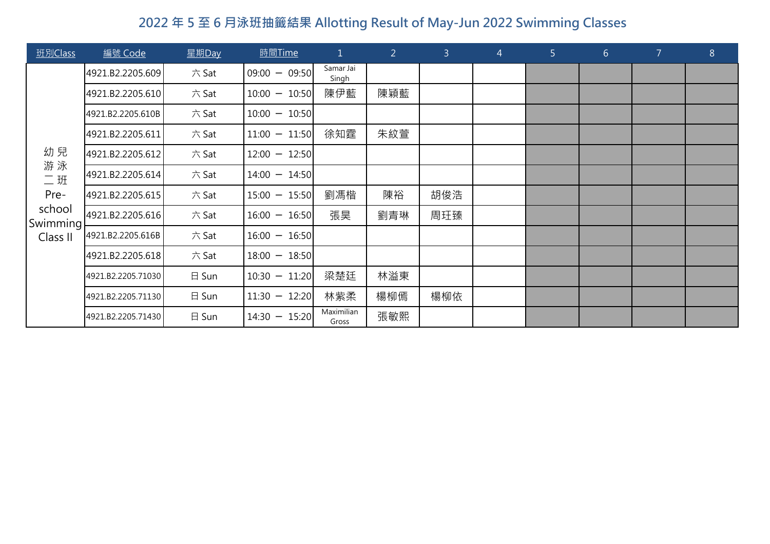## 2022 年 5 至 6 月泳班抽籤結果 Allotting Result of May-Jun 2022 Swimming Classes

| 班別Class | 編號 Code | 星期Day | 時間Time | 1 | 2 | 3 | 4 | 5 | 6 | 7 | 8 |
|---|---|---|---|---|---|---|---|---|---|---|---|
| 幼兒游泳二班 Pre-school Swimming Class II | 4921.B2.2205.609 | 六 Sat | 09:00 – 09:50 | Samar Jai Singh | | | | | | | |
| | 4921.B2.2205.610 | 六 Sat | 10:00 – 10:50 | 陳伊藍 | 陳穎藍 | | | | | | |
| | 4921.B2.2205.610B | 六 Sat | 10:00 – 10:50 | | | | | | | | |
| | 4921.B2.2205.611 | 六 Sat | 11:00 – 11:50 | 徐知霆 | 朱紋萱 | | | | | | |
| | 4921.B2.2205.612 | 六 Sat | 12:00 – 12:50 | | | | | | | | |
| | 4921.B2.2205.614 | 六 Sat | 14:00 – 14:50 | | | | | | | | |
| | 4921.B2.2205.615 | 六 Sat | 15:00 – 15:50 | 劉馮楷 | 陳裕 | 胡俊浩 | | | | | |
| | 4921.B2.2205.616 | 六 Sat | 16:00 – 16:50 | 張昊 | 劉青琳 | 周玨臻 | | | | | |
| | 4921.B2.2205.616B | 六 Sat | 16:00 – 16:50 | | | | | | | | |
| | 4921.B2.2205.618 | 六 Sat | 18:00 – 18:50 | | | | | | | | |
| | 4921.B2.2205.71030 | 日 Sun | 10:30 – 11:20 | 梁楚廷 | 林溢東 | | | | | | |
| | 4921.B2.2205.71130 | 日 Sun | 11:30 – 12:20 | 林紫柔 | 楊柳僑 | 楊柳依 | | | | | |
| | 4921.B2.2205.71430 | 日 Sun | 14:30 – 15:20 | Maximilian Gross | 張敏熙 | | | | | | |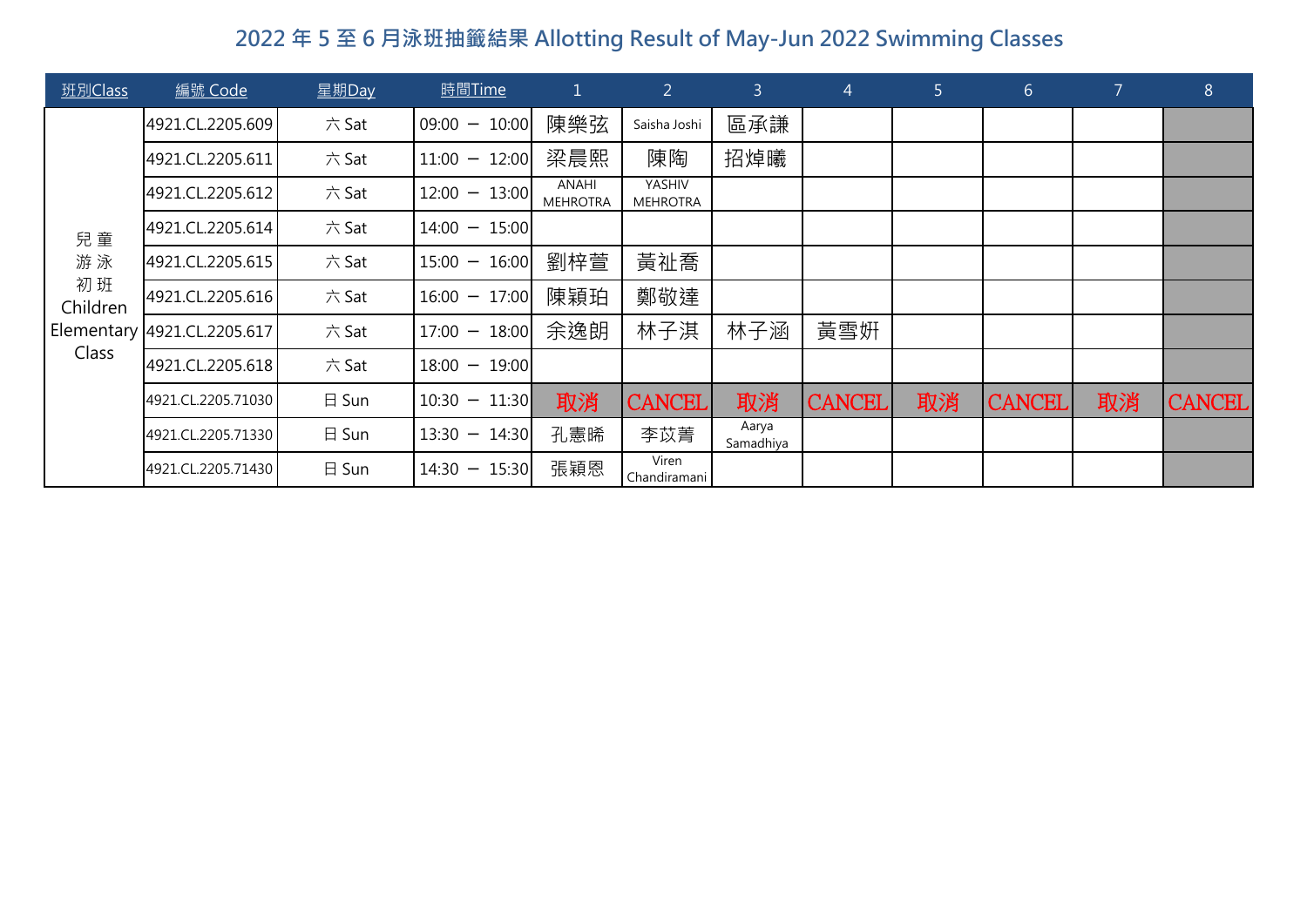## 2022 年 5 至 6 月泳班抽籤結果 Allotting Result of May-Jun 2022 Swimming Classes

| 班別Class | 編號 Code | 星期Day | 時間Time | 1 | 2 | 3 | 4 | 5 | 6 | 7 | 8 |
|---|---|---|---|---|---|---|---|---|---|---|---|
| 兒童游泳初班 Children Elementary Class | 4921.CL.2205.609 | 六 Sat | 09:00 – 10:00 | 陳樂弦 | Saisha Joshi | 區承謙 | | | | | |
| | 4921.CL.2205.611 | 六 Sat | 11:00 – 12:00 | 梁晨熙 | 陳陶 | 招焯曦 | | | | | |
| | 4921.CL.2205.612 | 六 Sat | 12:00 – 13:00 | ANAHI MEHROTRA | YASHIV MEHROTRA | | | | | | |
| | 4921.CL.2205.614 | 六 Sat | 14:00 – 15:00 | | | | | | | | |
| | 4921.CL.2205.615 | 六 Sat | 15:00 – 16:00 | 劉梓萱 | 黃祉喬 | | | | | | |
| | 4921.CL.2205.616 | 六 Sat | 16:00 – 17:00 | 陳穎珀 | 鄭敬達 | | | | | | |
| | 4921.CL.2205.617 | 六 Sat | 17:00 – 18:00 | 余逸朗 | 林子淇 | 林子涵 | 黃雪妍 | | | | |
| | 4921.CL.2205.618 | 六 Sat | 18:00 – 19:00 | | | | | | | | |
| | 4921.CL.2205.71030 | 日 Sun | 10:30 – 11:30 | 取消 | CANCEL | 取消 | CANCEL | 取消 | CANCEL | 取消 | CANCEL |
| | 4921.CL.2205.71330 | 日 Sun | 13:30 – 14:30 | 孔憲晞 | 李苡菁 | Aarya Samadhiya | | | | | |
| | 4921.CL.2205.71430 | 日 Sun | 14:30 – 15:30 | 張穎恩 | Viren Chandiramani | | | | | | |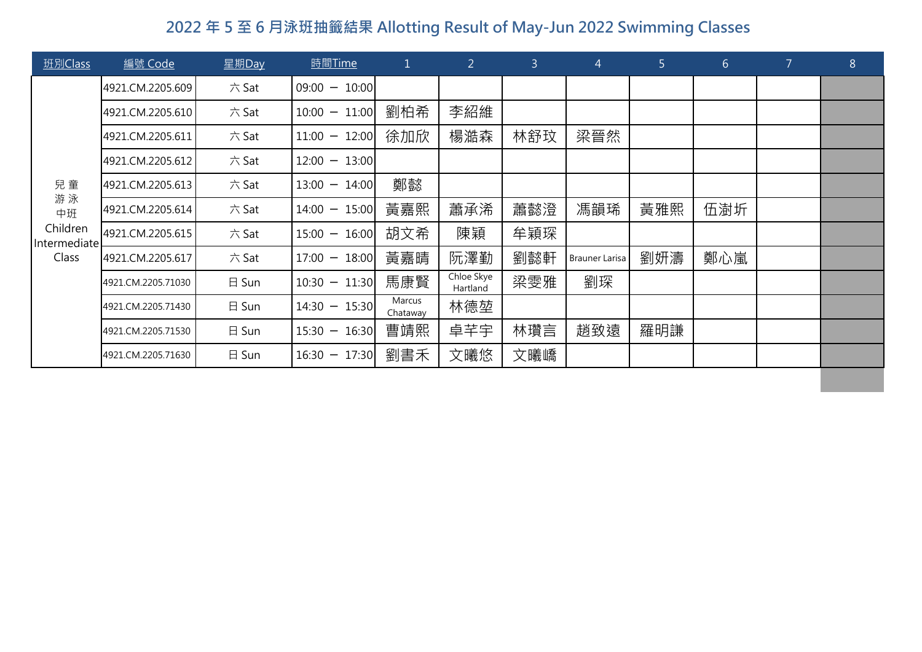# 2022 年 5 至 6 月泳班抽籤結果 Allotting Result of May-Jun 2022 Swimming Classes

| 班別Class | 編號 Code | 星期Day | 時間Time | 1 | 2 | 3 | 4 | 5 | 6 | 7 | 8 |
|---|---|---|---|---|---|---|---|---|---|---|---|
| 兒童游泳中班 Children Intermediate Class | 4921.CM.2205.609 | 六 Sat | 09:00 － 10:00 | | | | | | | | |
| | 4921.CM.2205.610 | 六 Sat | 10:00 － 11:00 | 劉柏希 | 李紹維 | | | | | | |
| | 4921.CM.2205.611 | 六 Sat | 11:00 － 12:00 | 徐加欣 | 楊澔森 | 林舒玟 | 梁晉然 | | | | |
| | 4921.CM.2205.612 | 六 Sat | 12:00 － 13:00 | | | | | | | | |
| | 4921.CM.2205.613 | 六 Sat | 13:00 － 14:00 | 鄭懿 | | | | | | | |
| | 4921.CM.2205.614 | 六 Sat | 14:00 － 15:00 | 黃嘉熙 | 蕭承浠 | 蕭懿澄 | 馮韻琋 | 黃雅熙 | 伍澍圻 | | |
| | 4921.CM.2205.615 | 六 Sat | 15:00 － 16:00 | 胡文希 | 陳穎 | 牟穎琛 | | | | | |
| | 4921.CM.2205.617 | 六 Sat | 17:00 － 18:00 | 黃嘉晴 | 阮澤勤 | 劉懿軒 | Brauner Larisa | 劉妍濤 | 鄭心嵐 | | |
| | 4921.CM.2205.71030 | 日 Sun | 10:30 － 11:30 | 馬康賢 | Chloe Skye Hartland | 梁雯雅 | 劉琛 | | | | |
| | 4921.CM.2205.71430 | 日 Sun | 14:30 － 15:30 | Marcus Chataway | 林德堃 | | | | | | |
| | 4921.CM.2205.71530 | 日 Sun | 15:30 － 16:30 | 曹靖熙 | 卓芊宇 | 林瓚言 | 趙致遠 | 羅明謙 | | | |
| | 4921.CM.2205.71630 | 日 Sun | 16:30 － 17:30 | 劉書禾 | 文曦悠 | 文曦嶠 | | | | | |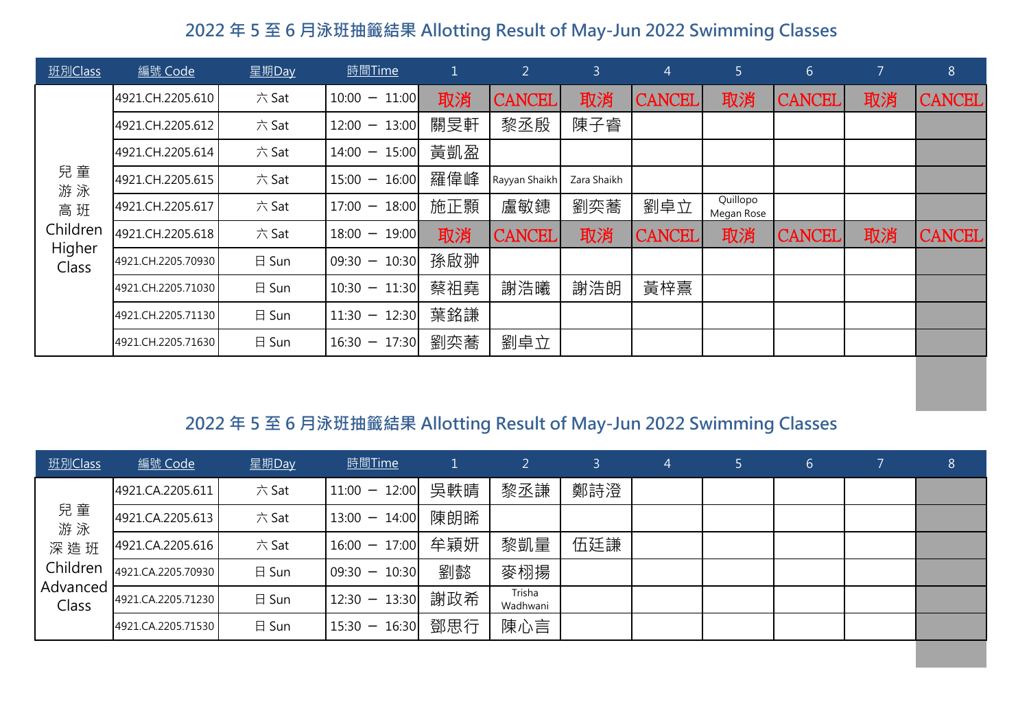## 2022 年 5 至 6 月泳班抽籤結果 Allotting Result of May-Jun 2022 Swimming Classes

| 班別Class | 編號 Code | 星期Day | 時間Time | 1 | 2 | 3 | 4 | 5 | 6 | 7 | 8 |
|---|---|---|---|---|---|---|---|---|---|---|---|
| 兒童游泳高班 Children Higher Class | 4921.CH.2205.610 | 六 Sat | 10:00 – 11:00 | 取消 | CANCEL | 取消 | CANCEL | 取消 | CANCEL | 取消 | CANCEL |
| | 4921.CH.2205.612 | 六 Sat | 12:00 – 13:00 | 關旻軒 | 黎丞殷 | 陳子睿 | | | | | |
| | 4921.CH.2205.614 | 六 Sat | 14:00 – 15:00 | 黃凱盈 | | | | | | | |
| | 4921.CH.2205.615 | 六 Sat | 15:00 – 16:00 | 羅偉峰 | Rayyan Shaikh | Zara Shaikh | | | | | |
| | 4921.CH.2205.617 | 六 Sat | 17:00 – 18:00 | 施正顥 | 盧敏鏸 | 劉奕蕎 | 劉卓立 | Quillopo Megan Rose | | | |
| | 4921.CH.2205.618 | 六 Sat | 18:00 – 19:00 | 取消 | CANCEL | 取消 | CANCEL | 取消 | CANCEL | 取消 | CANCEL |
| | 4921.CH.2205.70930 | 日 Sun | 09:30 – 10:30 | 孫啟翀 | | | | | | | |
| | 4921.CH.2205.71030 | 日 Sun | 10:30 – 11:30 | 蔡祖堯 | 謝浩曦 | 謝浩朗 | 黃梓熹 | | | | |
| | 4921.CH.2205.71130 | 日 Sun | 11:30 – 12:30 | 葉銘謙 | | | | | | | |
| | 4921.CH.2205.71630 | 日 Sun | 16:30 – 17:30 | 劉奕蕎 | 劉卓立 | | | | | | |

## 2022 年 5 至 6 月泳班抽籤結果 Allotting Result of May-Jun 2022 Swimming Classes

| 班別Class | 編號 Code | 星期Day | 時間Time | 1 | 2 | 3 | 4 | 5 | 6 | 7 | 8 |
|---|---|---|---|---|---|---|---|---|---|---|---|
| 兒童游泳深造班 Children Advanced Class | 4921.CA.2205.611 | 六 Sat | 11:00 – 12:00 | 吳軼晴 | 黎丞謙 | 鄭詩澄 | | | | | |
| | 4921.CA.2205.613 | 六 Sat | 13:00 – 14:00 | 陳朗晞 | | | | | | | |
| | 4921.CA.2205.616 | 六 Sat | 16:00 – 17:00 | 牟穎妍 | 黎凱量 | 伍廷謙 | | | | | |
| | 4921.CA.2205.70930 | 日 Sun | 09:30 – 10:30 | 劉懿 | 麥栩揚 | | | | | | |
| | 4921.CA.2205.71230 | 日 Sun | 12:30 – 13:30 | 謝玫希 | Trisha Wadhwani | | | | | | |
| | 4921.CA.2205.71530 | 日 Sun | 15:30 – 16:30 | 鄧思行 | 陳心言 | | | | | | |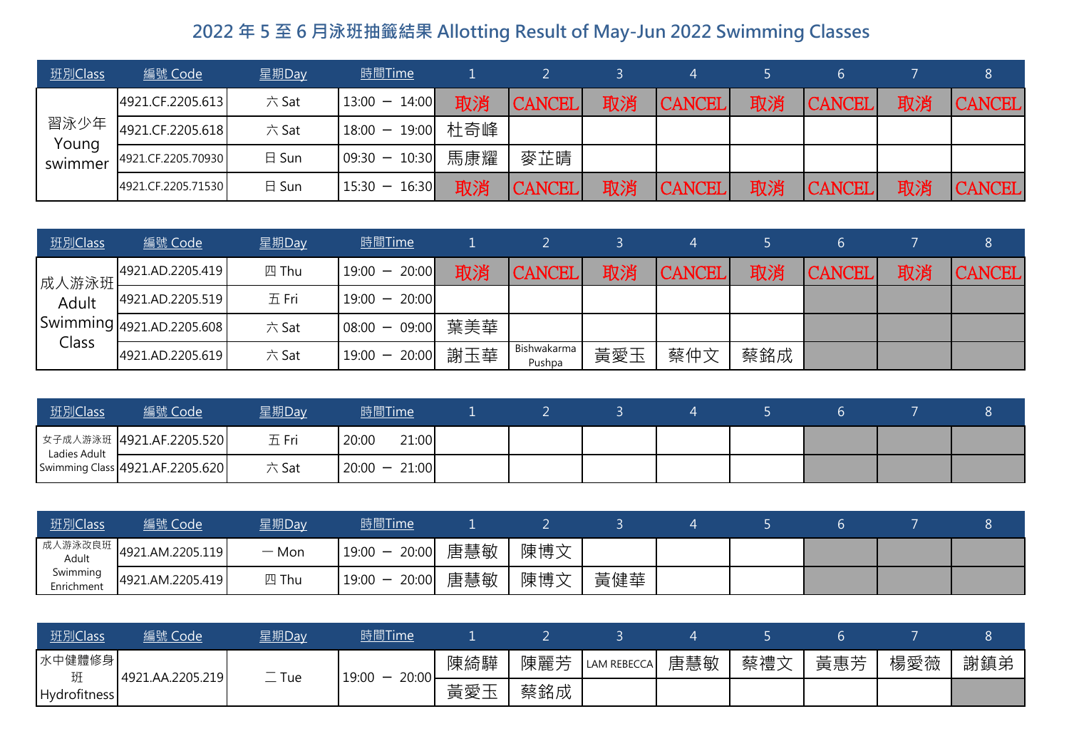# 2022 年 5 至 6 月泳班抽籤結果 Allotting Result of May-Jun 2022 Swimming Classes

| 班別Class | 編號 Code | 星期Day | 時間Time | 1 | 2 | 3 | 4 | 5 | 6 | 7 | 8 |
|---|---|---|---|---|---|---|---|---|---|---|---|
| 習泳少年 Young swimmer | 4921.CF.2205.613 | 六 Sat | 13:00 – 14:00 | 取消 | CANCEL | 取消 | CANCEL | 取消 | CANCEL | 取消 | CANCEL |
| | 4921.CF.2205.618 | 六 Sat | 18:00 – 19:00 | 杜奇峰 | | | | | | | |
| | 4921.CF.2205.70930 | 日 Sun | 09:30 – 10:30 | 馬康耀 | 麥芷晴 | | | | | | |
| | 4921.CF.2205.71530 | 日 Sun | 15:30 – 16:30 | 取消 | CANCEL | 取消 | CANCEL | 取消 | CANCEL | 取消 | CANCEL |

| 班別Class | 編號 Code | 星期Day | 時間Time | 1 | 2 | 3 | 4 | 5 | 6 | 7 | 8 |
|---|---|---|---|---|---|---|---|---|---|---|---|
| 成人游泳班 Adult Swimming Class | 4921.AD.2205.419 | 四 Thu | 19:00 – 20:00 | 取消 | CANCEL | 取消 | CANCEL | 取消 | CANCEL | 取消 | CANCEL |
| | 4921.AD.2205.519 | 五 Fri | 19:00 – 20:00 | | | | | | | | |
| | 4921.AD.2205.608 | 六 Sat | 08:00 – 09:00 | 葉美華 | | | | | | | |
| | 4921.AD.2205.619 | 六 Sat | 19:00 – 20:00 | 謝玉華 | Bishwakarma Pushpa | 黃愛玉 | 蔡仲文 | 蔡銘成 | | | |

| 班別Class | 編號 Code | 星期Day | 時間Time | 1 | 2 | 3 | 4 | 5 | 6 | 7 | 8 |
|---|---|---|---|---|---|---|---|---|---|---|---|
| 女子成人游泳班 Ladies Adult Swimming Class | 4921.AF.2205.520 | 五 Fri | 20:00 21:00 | | | | | | | | |
| | 4921.AF.2205.620 | 六 Sat | 20:00 – 21:00 | | | | | | | | |

| 班別Class | 編號 Code | 星期Day | 時間Time | 1 | 2 | 3 | 4 | 5 | 6 | 7 | 8 |
|---|---|---|---|---|---|---|---|---|---|---|---|
| 成人游泳改良班 Adult Swimming Enrichment | 4921.AM.2205.119 | 一 Mon | 19:00 – 20:00 | 唐慧敏 | 陳博文 | | | | | | |
| | 4921.AM.2205.419 | 四 Thu | 19:00 – 20:00 | 唐慧敏 | 陳博文 | 黃健華 | | | | | |

| 班別Class | 編號 Code | 星期Day | 時間Time | 1 | 2 | 3 | 4 | 5 | 6 | 7 | 8 |
|---|---|---|---|---|---|---|---|---|---|---|---|
| 水中健體修身班 Hydrofitness | 4921.AA.2205.219 | 二 Tue | 19:00 – 20:00 | 陳綺驊 | 陳麗芳 | LAM REBECCA | 唐慧敏 | 蔡禮文 | 黃惠芳 | 楊愛薇 | 謝鎮弟 |
| | | | | 黃愛玉 | 蔡銘成 | | | | | | |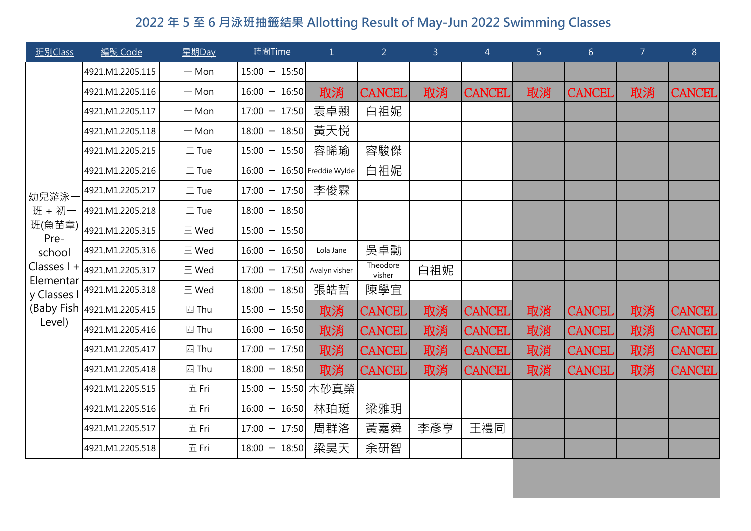# 2022 年 5 至 6 月泳班抽籤結果 Allotting Result of May-Jun 2022 Swimming Classes

| 班別Class | 編號 Code | 星期Day | 時間Time | 1 | 2 | 3 | 4 | 5 | 6 | 7 | 8 |
|---|---|---|---|---|---|---|---|---|---|---|---|
| 幼兒游泳一班 + 初一班(魚苗章) Pre-school Classes I + Elementary Classes I (Baby Fish Level) | 4921.M1.2205.115 | 一 Mon | 15:00 – 15:50 | | | | | | | | |
| | 4921.M1.2205.116 | 一 Mon | 16:00 – 16:50 | 取消 | CANCEL | 取消 | CANCEL | 取消 | CANCEL | 取消 | CANCEL |
| | 4921.M1.2205.117 | 一 Mon | 17:00 – 17:50 | 袁卓翹 | 白祖妮 | | | | | | |
| | 4921.M1.2205.118 | 一 Mon | 18:00 – 18:50 | 黃天悅 | | | | | | | |
| | 4921.M1.2205.215 | 二 Tue | 15:00 – 15:50 | 容晞瑜 | 容駿傑 | | | | | | |
| | 4921.M1.2205.216 | 二 Tue | 16:00 – 16:50 | Freddie Wylde | 白祖妮 | | | | | | |
| | 4921.M1.2205.217 | 二 Tue | 17:00 – 17:50 | 李俊霖 | | | | | | | |
| | 4921.M1.2205.218 | 二 Tue | 18:00 – 18:50 | | | | | | | | |
| | 4921.M1.2205.315 | 三 Wed | 15:00 – 15:50 | | | | | | | | |
| | 4921.M1.2205.316 | 三 Wed | 16:00 – 16:50 | Lola Jane | 吳卓勳 | | | | | | |
| | 4921.M1.2205.317 | 三 Wed | 17:00 – 17:50 | Avalyn visher | Theodore visher | 白祖妮 | | | | | |
| | 4921.M1.2205.318 | 三 Wed | 18:00 – 18:50 | 張皓哲 | 陳學宜 | | | | | | |
| | 4921.M1.2205.415 | 四 Thu | 15:00 – 15:50 | 取消 | CANCEL | 取消 | CANCEL | 取消 | CANCEL | 取消 | CANCEL |
| | 4921.M1.2205.416 | 四 Thu | 16:00 – 16:50 | 取消 | CANCEL | 取消 | CANCEL | 取消 | CANCEL | 取消 | CANCEL |
| | 4921.M1.2205.417 | 四 Thu | 17:00 – 17:50 | 取消 | CANCEL | 取消 | CANCEL | 取消 | CANCEL | 取消 | CANCEL |
| | 4921.M1.2205.418 | 四 Thu | 18:00 – 18:50 | 取消 | CANCEL | 取消 | CANCEL | 取消 | CANCEL | 取消 | CANCEL |
| | 4921.M1.2205.515 | 五 Fri | 15:00 – 15:50 | 木砂真榮 | | | | | | | |
| | 4921.M1.2205.516 | 五 Fri | 16:00 – 16:50 | 林珀珽 | 梁雅玥 | | | | | | |
| | 4921.M1.2205.517 | 五 Fri | 17:00 – 17:50 | 周群洛 | 黃嘉舜 | 李彥亨 | 王禮同 | | | | |
| | 4921.M1.2205.518 | 五 Fri | 18:00 – 18:50 | 梁昊天 | 余研智 | | | | | | |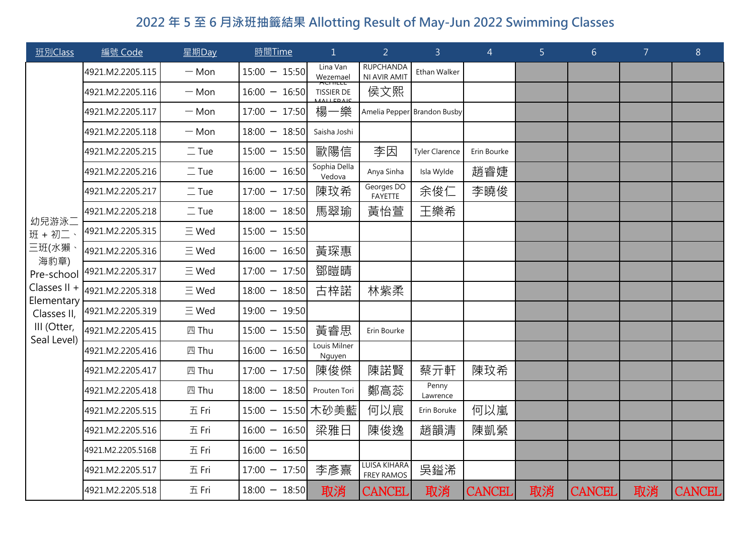# 2022 年 5 至 6 月泳班抽籤結果 Allotting Result of May-Jun 2022 Swimming Classes

| 班別Class | 編號 Code | 星期Day | 時間Time | 1 | 2 | 3 | 4 | 5 | 6 | 7 | 8 |
|---|---|---|---|---|---|---|---|---|---|---|---|
| 幼兒游泳二班 + 初二、三班(水獺、海豹章) Pre-school Classes II + Elementary Classes II, III (Otter, Seal Level) | 4921.M2.2205.115 | 一 Mon | 15:00 – 15:50 | Lina Van Wezemael | RUPCHANDANI AVIR AMIT | Ethan Walker | | | | | |
| | 4921.M2.2205.116 | 一 Mon | 16:00 – 16:50 | ACHILLE TISSIER DE MALLERAIS | 侯文熙 | | | | | | |
| | 4921.M2.2205.117 | 一 Mon | 17:00 – 17:50 | 楊一樂 | Amelia Pepper | Brandon Busby | | | | | |
| | 4921.M2.2205.118 | 一 Mon | 18:00 – 18:50 | Saisha Joshi | | | | | | | |
| | 4921.M2.2205.215 | 二 Tue | 15:00 – 15:50 | 歐陽信 | 李因 | Tyler Clarence | Erin Bourke | | | | |
| | 4921.M2.2205.216 | 二 Tue | 16:00 – 16:50 | Sophia Della Vedova | Anya Sinha | Isla Wylde | 趙睿婕 | | | | |
| | 4921.M2.2205.217 | 二 Tue | 17:00 – 17:50 | 陳玟希 | Georges DO FAYETTE | 余俊仁 | 李曉俊 | | | | |
| | 4921.M2.2205.218 | 二 Tue | 18:00 – 18:50 | 馬翠瑜 | 黃怡萱 | 王樂希 | | | | | |
| | 4921.M2.2205.315 | 三 Wed | 15:00 – 15:50 | | | | | | | | |
| | 4921.M2.2205.316 | 三 Wed | 16:00 – 16:50 | 黃琛惠 | | | | | | | |
| | 4921.M2.2205.317 | 三 Wed | 17:00 – 17:50 | 鄧皚晴 | | | | | | | |
| | 4921.M2.2205.318 | 三 Wed | 18:00 – 18:50 | 古梓諾 | 林紫柔 | | | | | | |
| | 4921.M2.2205.319 | 三 Wed | 19:00 – 19:50 | | | | | | | | |
| | 4921.M2.2205.415 | 四 Thu | 15:00 – 15:50 | 黃睿思 | Erin Bourke | | | | | | |
| | 4921.M2.2205.416 | 四 Thu | 16:00 – 16:50 | Louis Milner Nguyen | | | | | | | |
| | 4921.M2.2205.417 | 四 Thu | 17:00 – 17:50 | 陳俊傑 | 陳諾賢 | 蔡亓軒 | 陳玟希 | | | | |
| | 4921.M2.2205.418 | 四 Thu | 18:00 – 18:50 | Prouten Tori | 鄭高蕊 | Penny Lawrence | | | | | |
| | 4921.M2.2205.515 | 五 Fri | 15:00 – 15:50 | 木砂美藍 | 何以宸 | Erin Boruke | 何以嵐 | | | | |
| | 4921.M2.2205.516 | 五 Fri | 16:00 – 16:50 | 梁雅日 | 陳俊逸 | 趙韻清 | 陳凱縈 | | | | |
| | 4921.M2.2205.516B | 五 Fri | 16:00 – 16:50 | | | | | | | | |
| | 4921.M2.2205.517 | 五 Fri | 17:00 – 17:50 | 李彥熹 | LUISA KIHARA FREY RAMOS | 吳鎰浠 | | | | | |
| | 4921.M2.2205.518 | 五 Fri | 18:00 – 18:50 | 取消 | CANCEL | 取消 | CANCEL | 取消 | CANCEL | 取消 | CANCEL |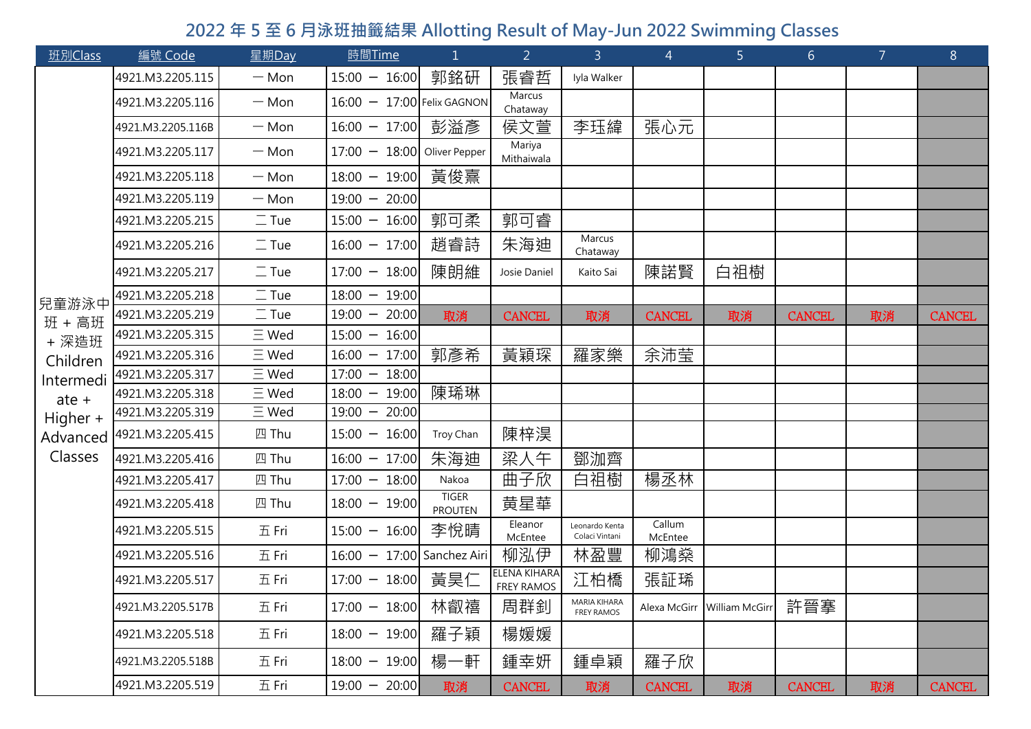# 2022 年 5 至 6 月泳班抽籤結果 Allotting Result of May-Jun 2022 Swimming Classes

| 班別Class | 編號 Code | 星期Day | 時間Time | 1 | 2 | 3 | 4 | 5 | 6 | 7 | 8 |
|---|---|---|---|---|---|---|---|---|---|---|---|
| 兒童游泳中班 + 高班 + 深造班 Children Intermediate + Higher + Advanced Classes | 4921.M3.2205.115 | 一 Mon | 15:00 – 16:00 | 郭銘研 | 張睿哲 | Iyla Walker | | | | | |
| | 4921.M3.2205.116 | 一 Mon | 16:00 – 17:00 | Felix GAGNON | Marcus Chataway | | | | | | |
| | 4921.M3.2205.116B | 一 Mon | 16:00 – 17:00 | 彭溢彥 | 侯文萱 | 李玨緯 | 張心元 | | | | |
| | 4921.M3.2205.117 | 一 Mon | 17:00 – 18:00 | Oliver Pepper | Mariya Mithaiwala | | | | | | |
| | 4921.M3.2205.118 | 一 Mon | 18:00 – 19:00 | 黃俊熹 | | | | | | | |
| | 4921.M3.2205.119 | 一 Mon | 19:00 – 20:00 | | | | | | | | |
| | 4921.M3.2205.215 | 二 Tue | 15:00 – 16:00 | 郭可柔 | 郭可睿 | | | | | | |
| | 4921.M3.2205.216 | 二 Tue | 16:00 – 17:00 | 趙睿詩 | 朱海迪 | Marcus Chataway | | | | | |
| | 4921.M3.2205.217 | 二 Tue | 17:00 – 18:00 | 陳朗維 | Josie Daniel | Kaito Sai | 陳諾賢 | 白祖樹 | | | |
| | 4921.M3.2205.218 | 二 Tue | 18:00 – 19:00 | | | | | | | | |
| | 4921.M3.2205.219 | 二 Tue | 19:00 – 20:00 | 取消 | CANCEL | 取消 | CANCEL | 取消 | CANCEL | 取消 | CANCEL |
| | 4921.M3.2205.315 | 三 Wed | 15:00 – 16:00 | | | | | | | | |
| | 4921.M3.2205.316 | 三 Wed | 16:00 – 17:00 | 郭彥希 | 黃穎琛 | 羅家樂 | 余沛莹 | | | | |
| | 4921.M3.2205.317 | 三 Wed | 17:00 – 18:00 | | | | | | | | |
| | 4921.M3.2205.318 | 三 Wed | 18:00 – 19:00 | 陳琋琳 | | | | | | | |
| | 4921.M3.2205.319 | 三 Wed | 19:00 – 20:00 | | | | | | | | |
| | 4921.M3.2205.415 | 四 Thu | 15:00 – 16:00 | Troy Chan | 陳梓淏 | | | | | | |
| | 4921.M3.2205.416 | 四 Thu | 16:00 – 17:00 | 朱海迪 | 梁人午 | 鄧洳齊 | | | | | |
| | 4921.M3.2205.417 | 四 Thu | 17:00 – 18:00 | Nakoa | 曲子欣 | 白祖樹 | 楊丞林 | | | | |
| | 4921.M3.2205.418 | 四 Thu | 18:00 – 19:00 | TIGER PROUTEN | 黃星華 | | | | | | |
| | 4921.M3.2205.515 | 五 Fri | 15:00 – 16:00 | 李悅晴 | Eleanor McEntee | Leonardo Kenta Colaci Vintani | Callum McEntee | | | | |
| | 4921.M3.2205.516 | 五 Fri | 16:00 – 17:00 | Sanchez Airi | 柳泓伊 | 林盈豐 | 柳鴻燊 | | | | |
| | 4921.M3.2205.517 | 五 Fri | 17:00 – 18:00 | 黃昊仁 | ELENA KIHARA FREY RAMOS | 江柏橋 | 張証琋 | | | | |
| | 4921.M3.2205.517B | 五 Fri | 17:00 – 18:00 | 林叡禧 | 周群釗 | MARIA KIHARA FREY RAMOS | Alexa McGirr | William McGirr | 許晉寋 | | |
| | 4921.M3.2205.518 | 五 Fri | 18:00 – 19:00 | 羅子穎 | 楊媛媛 | | | | | | |
| | 4921.M3.2205.518B | 五 Fri | 18:00 – 19:00 | 楊一軒 | 鍾幸妍 | 鍾卓穎 | 羅子欣 | | | | |
| | 4921.M3.2205.519 | 五 Fri | 19:00 – 20:00 | 取消 | CANCEL | 取消 | CANCEL | 取消 | CANCEL | 取消 | CANCEL |